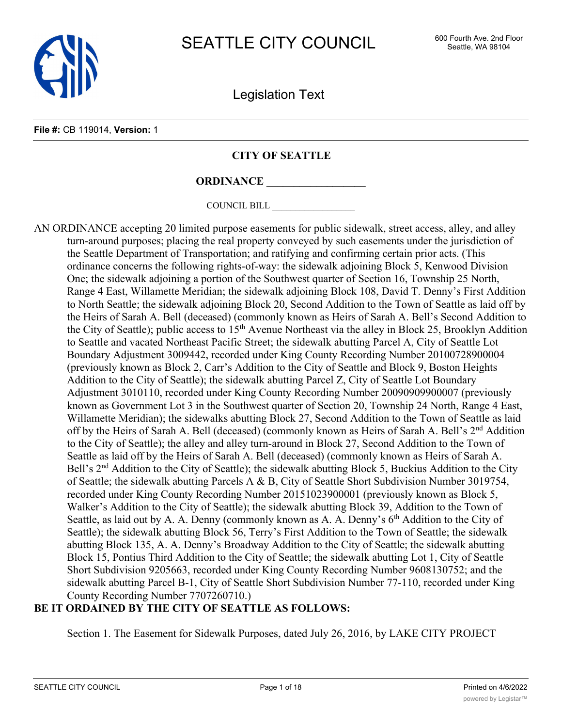# SEATTLE CITY COUNCIL

600 Fourth Ave. 2nd Floor
Seattle, WA 98104

## Legislation Text

**File #:** CB 119014, **Version:** 1

**CITY OF SEATTLE**

**ORDINANCE \_\_\_\_\_\_\_\_\_\_\_\_\_\_\_\_\_\_**

COUNCIL BILL \_\_\_\_\_\_\_\_\_\_\_\_\_\_\_\_\_\_

AN ORDINANCE accepting 20 limited purpose easements for public sidewalk, street access, alley, and alley turn-around purposes; placing the real property conveyed by such easements under the jurisdiction of the Seattle Department of Transportation; and ratifying and confirming certain prior acts. (This ordinance concerns the following rights-of-way: the sidewalk adjoining Block 5, Kenwood Division One; the sidewalk adjoining a portion of the Southwest quarter of Section 16, Township 25 North, Range 4 East, Willamette Meridian; the sidewalk adjoining Block 108, David T. Denny's First Addition to North Seattle; the sidewalk adjoining Block 20, Second Addition to the Town of Seattle as laid off by the Heirs of Sarah A. Bell (deceased) (commonly known as Heirs of Sarah A. Bell's Second Addition to the City of Seattle); public access to 15th Avenue Northeast via the alley in Block 25, Brooklyn Addition to Seattle and vacated Northeast Pacific Street; the sidewalk abutting Parcel A, City of Seattle Lot Boundary Adjustment 3009442, recorded under King County Recording Number 20100728900004 (previously known as Block 2, Carr's Addition to the City of Seattle and Block 9, Boston Heights Addition to the City of Seattle); the sidewalk abutting Parcel Z, City of Seattle Lot Boundary Adjustment 3010110, recorded under King County Recording Number 20090909900007 (previously known as Government Lot 3 in the Southwest quarter of Section 20, Township 24 North, Range 4 East, Willamette Meridian); the sidewalks abutting Block 27, Second Addition to the Town of Seattle as laid off by the Heirs of Sarah A. Bell (deceased) (commonly known as Heirs of Sarah A. Bell's 2nd Addition to the City of Seattle); the alley and alley turn-around in Block 27, Second Addition to the Town of Seattle as laid off by the Heirs of Sarah A. Bell (deceased) (commonly known as Heirs of Sarah A. Bell's 2nd Addition to the City of Seattle); the sidewalk abutting Block 5, Buckius Addition to the City of Seattle; the sidewalk abutting Parcels A & B, City of Seattle Short Subdivision Number 3019754, recorded under King County Recording Number 20151023900001 (previously known as Block 5, Walker's Addition to the City of Seattle); the sidewalk abutting Block 39, Addition to the Town of Seattle, as laid out by A. A. Denny (commonly known as A. A. Denny's 6th Addition to the City of Seattle); the sidewalk abutting Block 56, Terry's First Addition to the Town of Seattle; the sidewalk abutting Block 135, A. A. Denny's Broadway Addition to the City of Seattle; the sidewalk abutting Block 15, Pontius Third Addition to the City of Seattle; the sidewalk abutting Lot 1, City of Seattle Short Subdivision 9205663, recorded under King County Recording Number 9608130752; and the sidewalk abutting Parcel B-1, City of Seattle Short Subdivision Number 77-110, recorded under King County Recording Number 7707260710.)

**BE IT ORDAINED BY THE CITY OF SEATTLE AS FOLLOWS:**

Section 1. The Easement for Sidewalk Purposes, dated July 26, 2016, by LAKE CITY PROJECT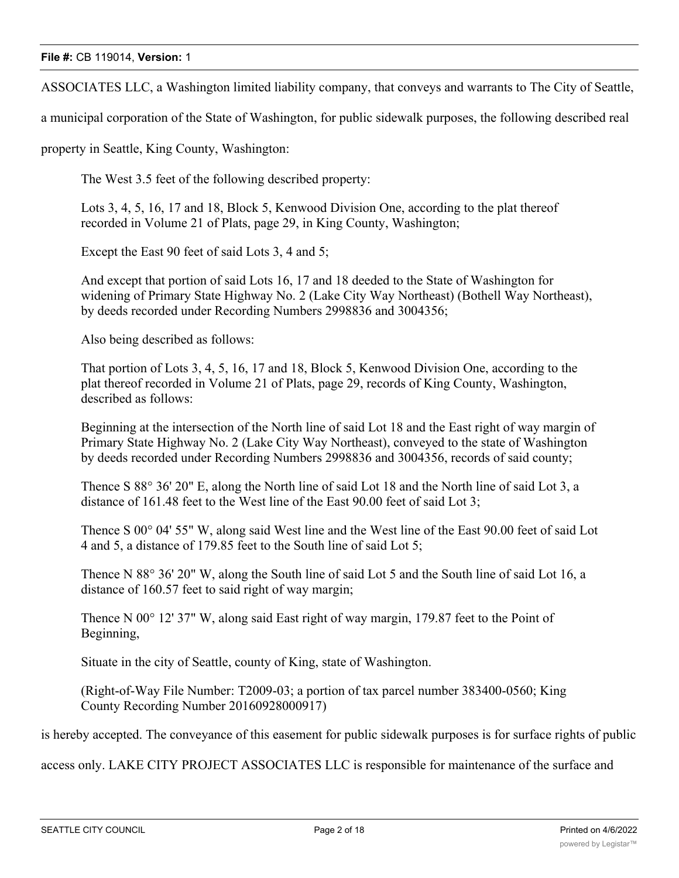ASSOCIATES LLC, a Washington limited liability company, that conveys and warrants to The City of Seattle, a municipal corporation of the State of Washington, for public sidewalk purposes, the following described real property in Seattle, King County, Washington:

> The West 3.5 feet of the following described property:
>
> Lots 3, 4, 5, 16, 17 and 18, Block 5, Kenwood Division One, according to the plat thereof recorded in Volume 21 of Plats, page 29, in King County, Washington;
>
> Except the East 90 feet of said Lots 3, 4 and 5;
>
> And except that portion of said Lots 16, 17 and 18 deeded to the State of Washington for widening of Primary State Highway No. 2 (Lake City Way Northeast) (Bothell Way Northeast), by deeds recorded under Recording Numbers 2998836 and 3004356;
>
> Also being described as follows:
>
> That portion of Lots 3, 4, 5, 16, 17 and 18, Block 5, Kenwood Division One, according to the plat thereof recorded in Volume 21 of Plats, page 29, records of King County, Washington, described as follows:
>
> Beginning at the intersection of the North line of said Lot 18 and the East right of way margin of Primary State Highway No. 2 (Lake City Way Northeast), conveyed to the state of Washington by deeds recorded under Recording Numbers 2998836 and 3004356, records of said county;
>
> Thence S 88° 36' 20" E, along the North line of said Lot 18 and the North line of said Lot 3, a distance of 161.48 feet to the West line of the East 90.00 feet of said Lot 3;
>
> Thence S 00° 04' 55" W, along said West line and the West line of the East 90.00 feet of said Lot 4 and 5, a distance of 179.85 feet to the South line of said Lot 5;
>
> Thence N 88° 36' 20" W, along the South line of said Lot 5 and the South line of said Lot 16, a distance of 160.57 feet to said right of way margin;
>
> Thence N 00° 12' 37" W, along said East right of way margin, 179.87 feet to the Point of Beginning,
>
> Situate in the city of Seattle, county of King, state of Washington.
>
> (Right-of-Way File Number: T2009-03; a portion of tax parcel number 383400-0560; King County Recording Number 20160928000917)

is hereby accepted. The conveyance of this easement for public sidewalk purposes is for surface rights of public access only. LAKE CITY PROJECT ASSOCIATES LLC is responsible for maintenance of the surface and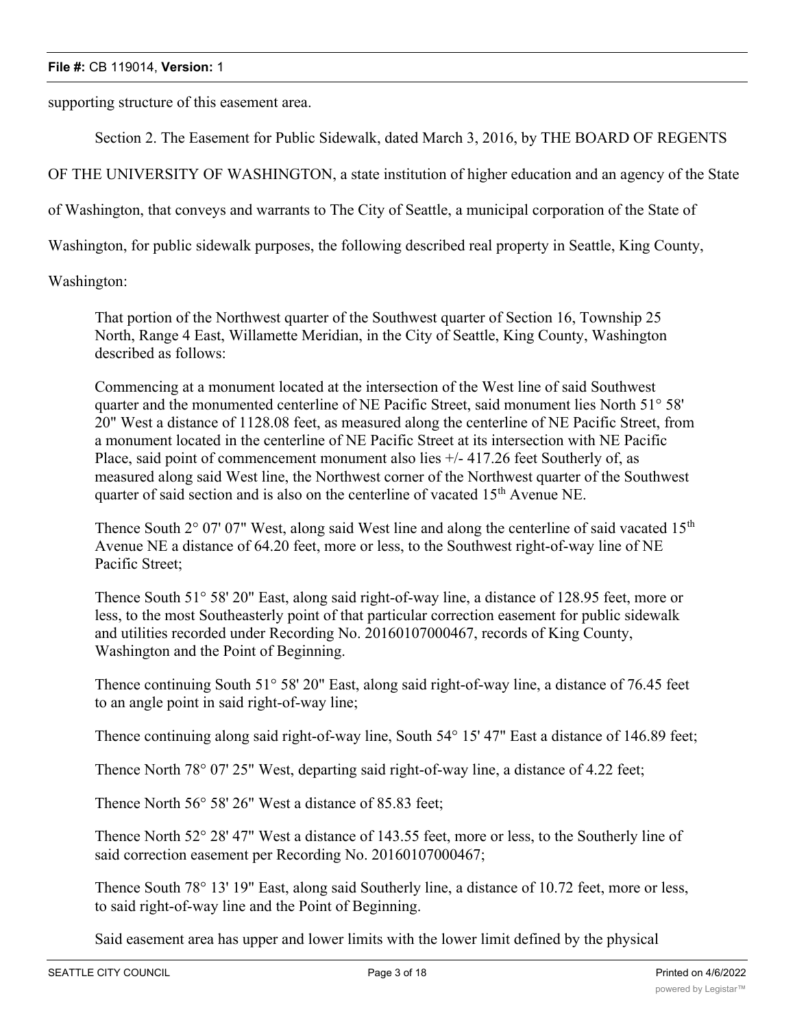supporting structure of this easement area.

Section 2. The Easement for Public Sidewalk, dated March 3, 2016, by THE BOARD OF REGENTS OF THE UNIVERSITY OF WASHINGTON, a state institution of higher education and an agency of the State of Washington, that conveys and warrants to The City of Seattle, a municipal corporation of the State of Washington, for public sidewalk purposes, the following described real property in Seattle, King County, Washington:

> That portion of the Northwest quarter of the Southwest quarter of Section 16, Township 25 North, Range 4 East, Willamette Meridian, in the City of Seattle, King County, Washington described as follows:
>
> Commencing at a monument located at the intersection of the West line of said Southwest quarter and the monumented centerline of NE Pacific Street, said monument lies North 51° 58' 20" West a distance of 1128.08 feet, as measured along the centerline of NE Pacific Street, from a monument located in the centerline of NE Pacific Street at its intersection with NE Pacific Place, said point of commencement monument also lies +/- 417.26 feet Southerly of, as measured along said West line, the Northwest corner of the Northwest quarter of the Southwest quarter of said section and is also on the centerline of vacated 15th Avenue NE.
>
> Thence South 2° 07' 07" West, along said West line and along the centerline of said vacated 15th Avenue NE a distance of 64.20 feet, more or less, to the Southwest right-of-way line of NE Pacific Street;
>
> Thence South 51° 58' 20" East, along said right-of-way line, a distance of 128.95 feet, more or less, to the most Southeasterly point of that particular correction easement for public sidewalk and utilities recorded under Recording No. 20160107000467, records of King County, Washington and the Point of Beginning.
>
> Thence continuing South 51° 58' 20" East, along said right-of-way line, a distance of 76.45 feet to an angle point in said right-of-way line;
>
> Thence continuing along said right-of-way line, South 54° 15' 47" East a distance of 146.89 feet;
>
> Thence North 78° 07' 25" West, departing said right-of-way line, a distance of 4.22 feet;
>
> Thence North 56° 58' 26" West a distance of 85.83 feet;
>
> Thence North 52° 28' 47" West a distance of 143.55 feet, more or less, to the Southerly line of said correction easement per Recording No. 20160107000467;
>
> Thence South 78° 13' 19" East, along said Southerly line, a distance of 10.72 feet, more or less, to said right-of-way line and the Point of Beginning.
>
> Said easement area has upper and lower limits with the lower limit defined by the physical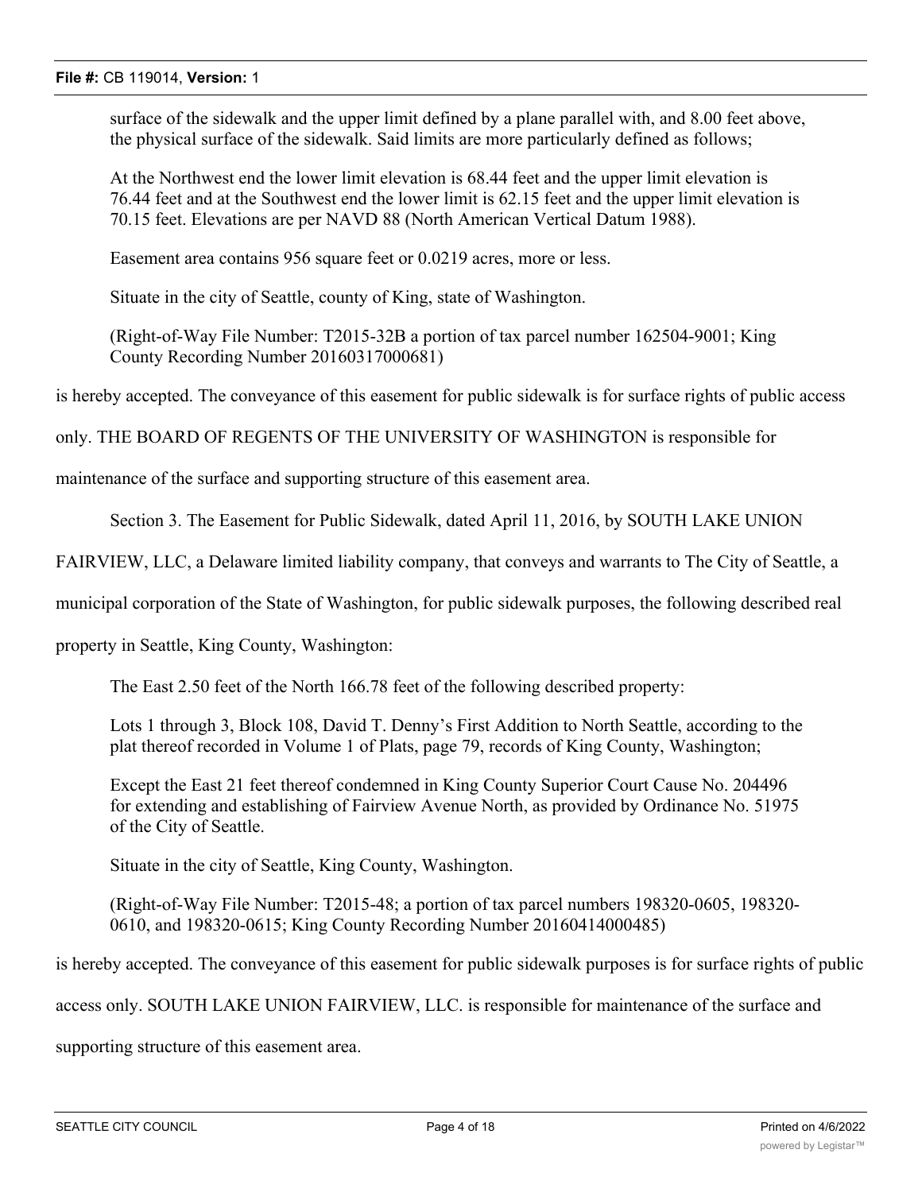surface of the sidewalk and the upper limit defined by a plane parallel with, and 8.00 feet above, the physical surface of the sidewalk. Said limits are more particularly defined as follows;

At the Northwest end the lower limit elevation is 68.44 feet and the upper limit elevation is 76.44 feet and at the Southwest end the lower limit is 62.15 feet and the upper limit elevation is 70.15 feet. Elevations are per NAVD 88 (North American Vertical Datum 1988).

Easement area contains 956 square feet or 0.0219 acres, more or less.

Situate in the city of Seattle, county of King, state of Washington.

(Right-of-Way File Number: T2015-32B a portion of tax parcel number 162504-9001; King County Recording Number 20160317000681)

is hereby accepted. The conveyance of this easement for public sidewalk is for surface rights of public access only. THE BOARD OF REGENTS OF THE UNIVERSITY OF WASHINGTON is responsible for maintenance of the surface and supporting structure of this easement area.

Section 3. The Easement for Public Sidewalk, dated April 11, 2016, by SOUTH LAKE UNION FAIRVIEW, LLC, a Delaware limited liability company, that conveys and warrants to The City of Seattle, a municipal corporation of the State of Washington, for public sidewalk purposes, the following described real property in Seattle, King County, Washington:

The East 2.50 feet of the North 166.78 feet of the following described property:

Lots 1 through 3, Block 108, David T. Denny's First Addition to North Seattle, according to the plat thereof recorded in Volume 1 of Plats, page 79, records of King County, Washington;

Except the East 21 feet thereof condemned in King County Superior Court Cause No. 204496 for extending and establishing of Fairview Avenue North, as provided by Ordinance No. 51975 of the City of Seattle.

Situate in the city of Seattle, King County, Washington.

(Right-of-Way File Number: T2015-48; a portion of tax parcel numbers 198320-0605, 198320-0610, and 198320-0615; King County Recording Number 20160414000485)

is hereby accepted. The conveyance of this easement for public sidewalk purposes is for surface rights of public access only. SOUTH LAKE UNION FAIRVIEW, LLC. is responsible for maintenance of the surface and supporting structure of this easement area.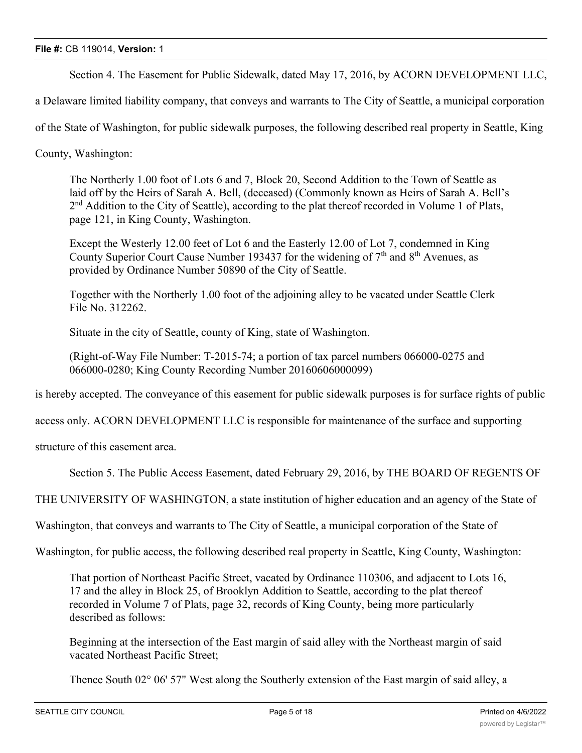Section 4. The Easement for Public Sidewalk, dated May 17, 2016, by ACORN DEVELOPMENT LLC, a Delaware limited liability company, that conveys and warrants to The City of Seattle, a municipal corporation of the State of Washington, for public sidewalk purposes, the following described real property in Seattle, King County, Washington:

> The Northerly 1.00 foot of Lots 6 and 7, Block 20, Second Addition to the Town of Seattle as laid off by the Heirs of Sarah A. Bell, (deceased) (Commonly known as Heirs of Sarah A. Bell's 2nd Addition to the City of Seattle), according to the plat thereof recorded in Volume 1 of Plats, page 121, in King County, Washington.
>
> Except the Westerly 12.00 feet of Lot 6 and the Easterly 12.00 of Lot 7, condemned in King County Superior Court Cause Number 193437 for the widening of 7th and 8th Avenues, as provided by Ordinance Number 50890 of the City of Seattle.
>
> Together with the Northerly 1.00 foot of the adjoining alley to be vacated under Seattle Clerk File No. 312262.
>
> Situate in the city of Seattle, county of King, state of Washington.
>
> (Right-of-Way File Number: T-2015-74; a portion of tax parcel numbers 066000-0275 and 066000-0280; King County Recording Number 20160606000099)

is hereby accepted. The conveyance of this easement for public sidewalk purposes is for surface rights of public access only. ACORN DEVELOPMENT LLC is responsible for maintenance of the surface and supporting structure of this easement area.

Section 5. The Public Access Easement, dated February 29, 2016, by THE BOARD OF REGENTS OF THE UNIVERSITY OF WASHINGTON, a state institution of higher education and an agency of the State of Washington, that conveys and warrants to The City of Seattle, a municipal corporation of the State of Washington, for public access, the following described real property in Seattle, King County, Washington:

> That portion of Northeast Pacific Street, vacated by Ordinance 110306, and adjacent to Lots 16, 17 and the alley in Block 25, of Brooklyn Addition to Seattle, according to the plat thereof recorded in Volume 7 of Plats, page 32, records of King County, being more particularly described as follows:
>
> Beginning at the intersection of the East margin of said alley with the Northeast margin of said vacated Northeast Pacific Street;
>
> Thence South 02° 06' 57" West along the Southerly extension of the East margin of said alley, a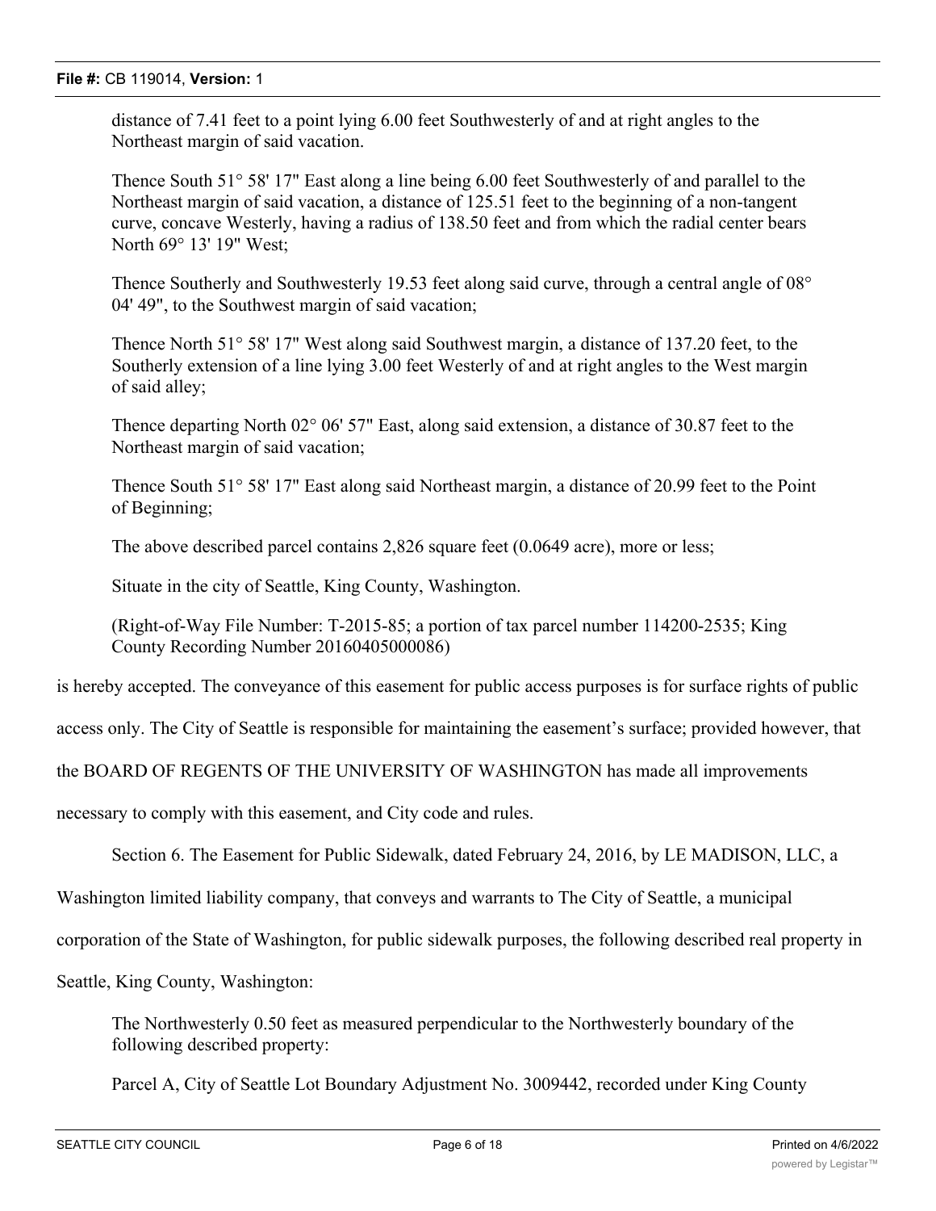distance of 7.41 feet to a point lying 6.00 feet Southwesterly of and at right angles to the Northeast margin of said vacation.

Thence South 51° 58' 17" East along a line being 6.00 feet Southwesterly of and parallel to the Northeast margin of said vacation, a distance of 125.51 feet to the beginning of a non-tangent curve, concave Westerly, having a radius of 138.50 feet and from which the radial center bears North 69° 13' 19" West;

Thence Southerly and Southwesterly 19.53 feet along said curve, through a central angle of 08° 04' 49", to the Southwest margin of said vacation;

Thence North 51° 58' 17" West along said Southwest margin, a distance of 137.20 feet, to the Southerly extension of a line lying 3.00 feet Westerly of and at right angles to the West margin of said alley;

Thence departing North 02° 06' 57" East, along said extension, a distance of 30.87 feet to the Northeast margin of said vacation;

Thence South 51° 58' 17" East along said Northeast margin, a distance of 20.99 feet to the Point of Beginning;

The above described parcel contains 2,826 square feet (0.0649 acre), more or less;

Situate in the city of Seattle, King County, Washington.

(Right-of-Way File Number: T-2015-85; a portion of tax parcel number 114200-2535; King County Recording Number 20160405000086)

is hereby accepted. The conveyance of this easement for public access purposes is for surface rights of public access only. The City of Seattle is responsible for maintaining the easement's surface; provided however, that the BOARD OF REGENTS OF THE UNIVERSITY OF WASHINGTON has made all improvements necessary to comply with this easement, and City code and rules.

Section 6. The Easement for Public Sidewalk, dated February 24, 2016, by LE MADISON, LLC, a Washington limited liability company, that conveys and warrants to The City of Seattle, a municipal corporation of the State of Washington, for public sidewalk purposes, the following described real property in Seattle, King County, Washington:

The Northwesterly 0.50 feet as measured perpendicular to the Northwesterly boundary of the following described property:

Parcel A, City of Seattle Lot Boundary Adjustment No. 3009442, recorded under King County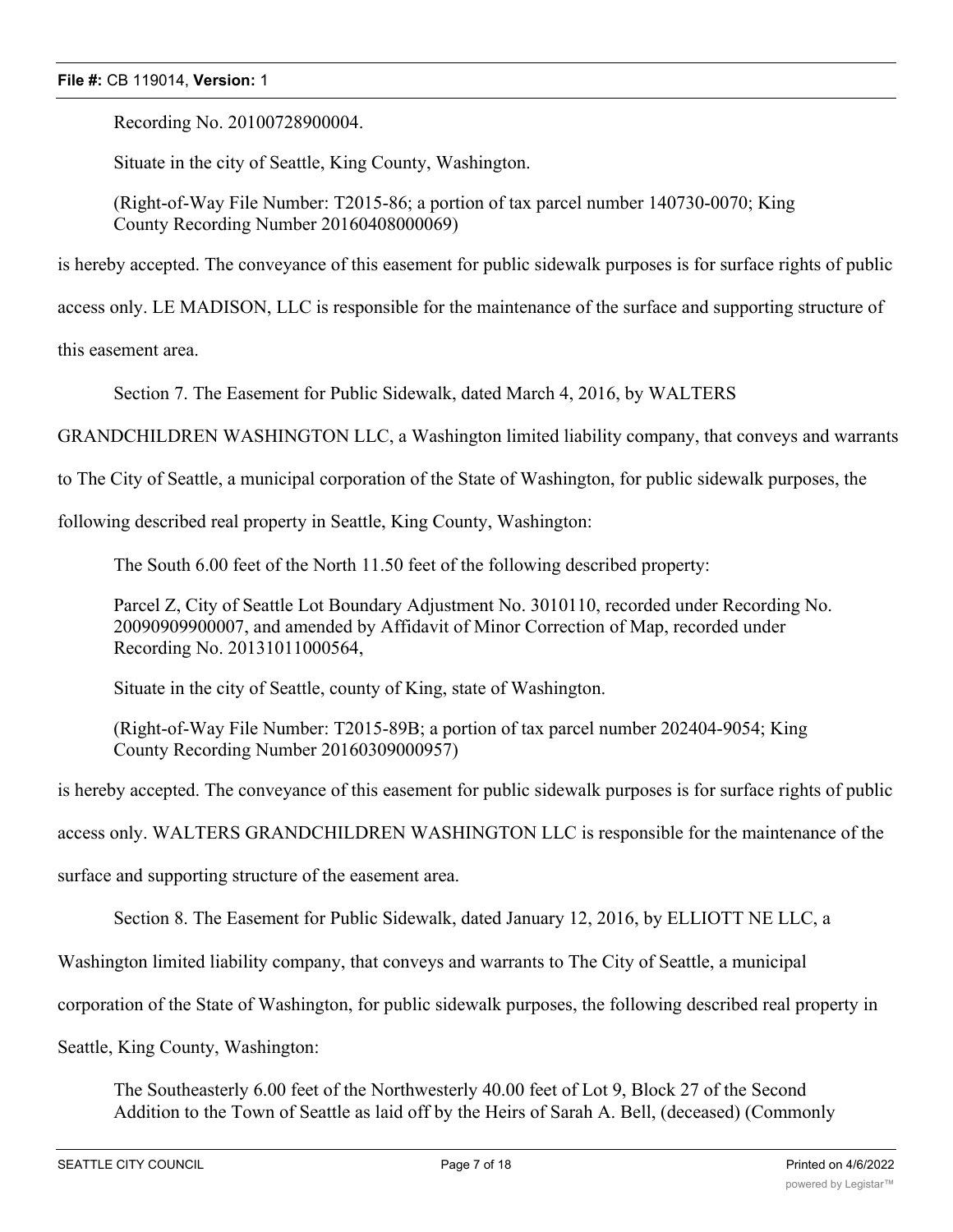Recording No. 20100728900004.

Situate in the city of Seattle, King County, Washington.

(Right-of-Way File Number: T2015-86; a portion of tax parcel number 140730-0070; King County Recording Number 20160408000069)

is hereby accepted. The conveyance of this easement for public sidewalk purposes is for surface rights of public access only. LE MADISON, LLC is responsible for the maintenance of the surface and supporting structure of this easement area.

Section 7. The Easement for Public Sidewalk, dated March 4, 2016, by WALTERS GRANDCHILDREN WASHINGTON LLC, a Washington limited liability company, that conveys and warrants to The City of Seattle, a municipal corporation of the State of Washington, for public sidewalk purposes, the following described real property in Seattle, King County, Washington:

The South 6.00 feet of the North 11.50 feet of the following described property:

Parcel Z, City of Seattle Lot Boundary Adjustment No. 3010110, recorded under Recording No. 20090909900007, and amended by Affidavit of Minor Correction of Map, recorded under Recording No. 20131011000564,

Situate in the city of Seattle, county of King, state of Washington.

(Right-of-Way File Number: T2015-89B; a portion of tax parcel number 202404-9054; King County Recording Number 20160309000957)

is hereby accepted. The conveyance of this easement for public sidewalk purposes is for surface rights of public access only. WALTERS GRANDCHILDREN WASHINGTON LLC is responsible for the maintenance of the surface and supporting structure of the easement area.

Section 8. The Easement for Public Sidewalk, dated January 12, 2016, by ELLIOTT NE LLC, a Washington limited liability company, that conveys and warrants to The City of Seattle, a municipal corporation of the State of Washington, for public sidewalk purposes, the following described real property in Seattle, King County, Washington:

The Southeasterly 6.00 feet of the Northwesterly 40.00 feet of Lot 9, Block 27 of the Second Addition to the Town of Seattle as laid off by the Heirs of Sarah A. Bell, (deceased) (Commonly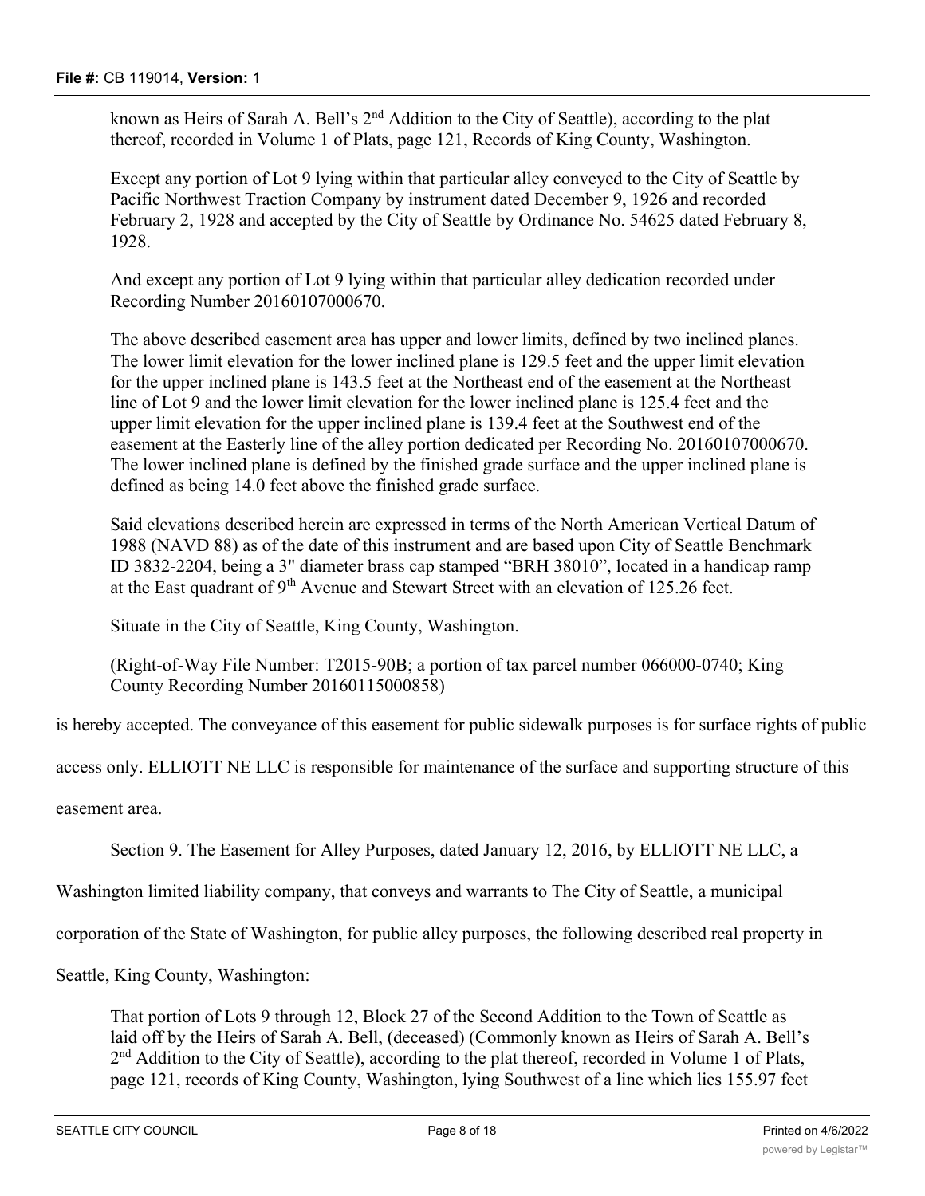known as Heirs of Sarah A. Bell's 2nd Addition to the City of Seattle), according to the plat thereof, recorded in Volume 1 of Plats, page 121, Records of King County, Washington.

Except any portion of Lot 9 lying within that particular alley conveyed to the City of Seattle by Pacific Northwest Traction Company by instrument dated December 9, 1926 and recorded February 2, 1928 and accepted by the City of Seattle by Ordinance No. 54625 dated February 8, 1928.

And except any portion of Lot 9 lying within that particular alley dedication recorded under Recording Number 20160107000670.

The above described easement area has upper and lower limits, defined by two inclined planes. The lower limit elevation for the lower inclined plane is 129.5 feet and the upper limit elevation for the upper inclined plane is 143.5 feet at the Northeast end of the easement at the Northeast line of Lot 9 and the lower limit elevation for the lower inclined plane is 125.4 feet and the upper limit elevation for the upper inclined plane is 139.4 feet at the Southwest end of the easement at the Easterly line of the alley portion dedicated per Recording No. 20160107000670. The lower inclined plane is defined by the finished grade surface and the upper inclined plane is defined as being 14.0 feet above the finished grade surface.

Said elevations described herein are expressed in terms of the North American Vertical Datum of 1988 (NAVD 88) as of the date of this instrument and are based upon City of Seattle Benchmark ID 3832-2204, being a 3" diameter brass cap stamped "BRH 38010", located in a handicap ramp at the East quadrant of 9th Avenue and Stewart Street with an elevation of 125.26 feet.

Situate in the City of Seattle, King County, Washington.

(Right-of-Way File Number: T2015-90B; a portion of tax parcel number 066000-0740; King County Recording Number 20160115000858)

is hereby accepted. The conveyance of this easement for public sidewalk purposes is for surface rights of public access only. ELLIOTT NE LLC is responsible for maintenance of the surface and supporting structure of this easement area.

Section 9. The Easement for Alley Purposes, dated January 12, 2016, by ELLIOTT NE LLC, a Washington limited liability company, that conveys and warrants to The City of Seattle, a municipal corporation of the State of Washington, for public alley purposes, the following described real property in Seattle, King County, Washington:

That portion of Lots 9 through 12, Block 27 of the Second Addition to the Town of Seattle as laid off by the Heirs of Sarah A. Bell, (deceased) (Commonly known as Heirs of Sarah A. Bell's 2nd Addition to the City of Seattle), according to the plat thereof, recorded in Volume 1 of Plats, page 121, records of King County, Washington, lying Southwest of a line which lies 155.97 feet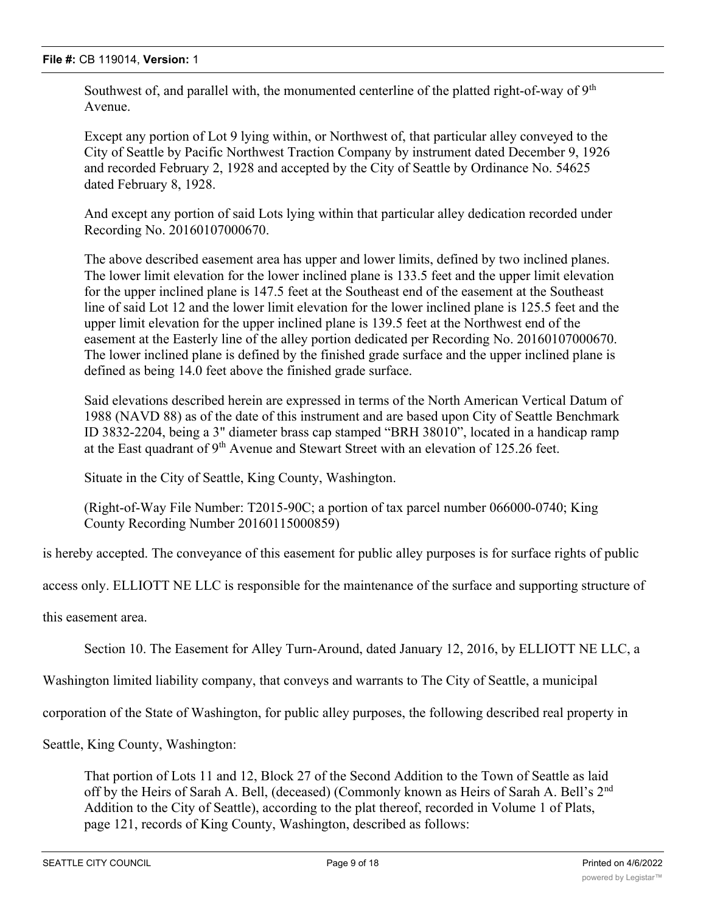Southwest of, and parallel with, the monumented centerline of the platted right-of-way of 9th Avenue.

Except any portion of Lot 9 lying within, or Northwest of, that particular alley conveyed to the City of Seattle by Pacific Northwest Traction Company by instrument dated December 9, 1926 and recorded February 2, 1928 and accepted by the City of Seattle by Ordinance No. 54625 dated February 8, 1928.

And except any portion of said Lots lying within that particular alley dedication recorded under Recording No. 20160107000670.

The above described easement area has upper and lower limits, defined by two inclined planes. The lower limit elevation for the lower inclined plane is 133.5 feet and the upper limit elevation for the upper inclined plane is 147.5 feet at the Southeast end of the easement at the Southeast line of said Lot 12 and the lower limit elevation for the lower inclined plane is 125.5 feet and the upper limit elevation for the upper inclined plane is 139.5 feet at the Northwest end of the easement at the Easterly line of the alley portion dedicated per Recording No. 20160107000670. The lower inclined plane is defined by the finished grade surface and the upper inclined plane is defined as being 14.0 feet above the finished grade surface.

Said elevations described herein are expressed in terms of the North American Vertical Datum of 1988 (NAVD 88) as of the date of this instrument and are based upon City of Seattle Benchmark ID 3832-2204, being a 3" diameter brass cap stamped "BRH 38010", located in a handicap ramp at the East quadrant of 9th Avenue and Stewart Street with an elevation of 125.26 feet.

Situate in the City of Seattle, King County, Washington.

(Right-of-Way File Number: T2015-90C; a portion of tax parcel number 066000-0740; King County Recording Number 20160115000859)

is hereby accepted. The conveyance of this easement for public alley purposes is for surface rights of public access only. ELLIOTT NE LLC is responsible for the maintenance of the surface and supporting structure of this easement area.

Section 10. The Easement for Alley Turn-Around, dated January 12, 2016, by ELLIOTT NE LLC, a Washington limited liability company, that conveys and warrants to The City of Seattle, a municipal corporation of the State of Washington, for public alley purposes, the following described real property in Seattle, King County, Washington:

That portion of Lots 11 and 12, Block 27 of the Second Addition to the Town of Seattle as laid off by the Heirs of Sarah A. Bell, (deceased) (Commonly known as Heirs of Sarah A. Bell's 2nd Addition to the City of Seattle), according to the plat thereof, recorded in Volume 1 of Plats, page 121, records of King County, Washington, described as follows: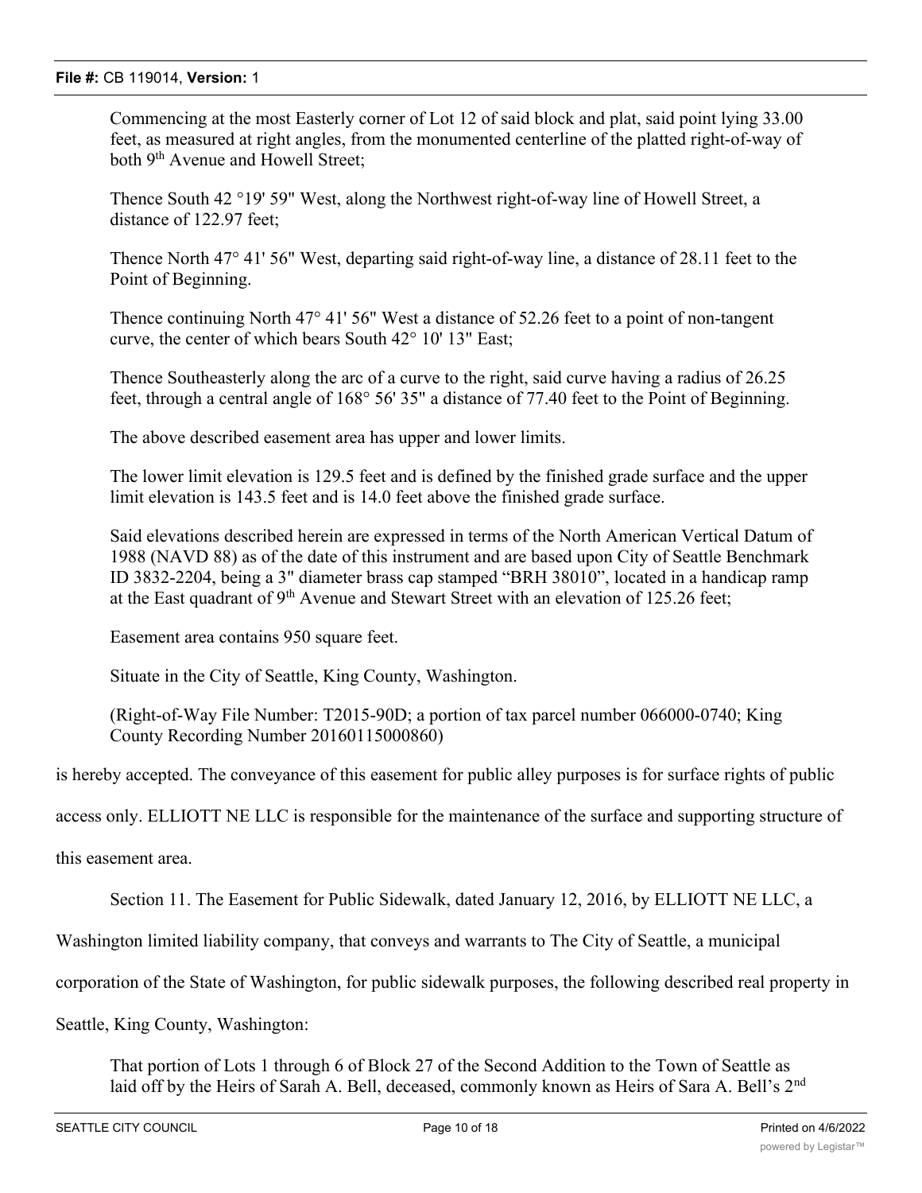Commencing at the most Easterly corner of Lot 12 of said block and plat, said point lying 33.00 feet, as measured at right angles, from the monumented centerline of the platted right-of-way of both 9th Avenue and Howell Street;

Thence South 42 °19' 59" West, along the Northwest right-of-way line of Howell Street, a distance of 122.97 feet;

Thence North 47° 41' 56" West, departing said right-of-way line, a distance of 28.11 feet to the Point of Beginning.

Thence continuing North 47° 41' 56" West a distance of 52.26 feet to a point of non-tangent curve, the center of which bears South 42° 10' 13" East;

Thence Southeasterly along the arc of a curve to the right, said curve having a radius of 26.25 feet, through a central angle of 168° 56' 35" a distance of 77.40 feet to the Point of Beginning.

The above described easement area has upper and lower limits.

The lower limit elevation is 129.5 feet and is defined by the finished grade surface and the upper limit elevation is 143.5 feet and is 14.0 feet above the finished grade surface.

Said elevations described herein are expressed in terms of the North American Vertical Datum of 1988 (NAVD 88) as of the date of this instrument and are based upon City of Seattle Benchmark ID 3832-2204, being a 3" diameter brass cap stamped “BRH 38010”, located in a handicap ramp at the East quadrant of 9th Avenue and Stewart Street with an elevation of 125.26 feet;

Easement area contains 950 square feet.

Situate in the City of Seattle, King County, Washington.

(Right-of-Way File Number: T2015-90D; a portion of tax parcel number 066000-0740; King County Recording Number 20160115000860)

is hereby accepted. The conveyance of this easement for public alley purposes is for surface rights of public access only. ELLIOTT NE LLC is responsible for the maintenance of the surface and supporting structure of this easement area.

Section 11. The Easement for Public Sidewalk, dated January 12, 2016, by ELLIOTT NE LLC, a Washington limited liability company, that conveys and warrants to The City of Seattle, a municipal corporation of the State of Washington, for public sidewalk purposes, the following described real property in Seattle, King County, Washington:

That portion of Lots 1 through 6 of Block 27 of the Second Addition to the Town of Seattle as laid off by the Heirs of Sarah A. Bell, deceased, commonly known as Heirs of Sara A. Bell's 2nd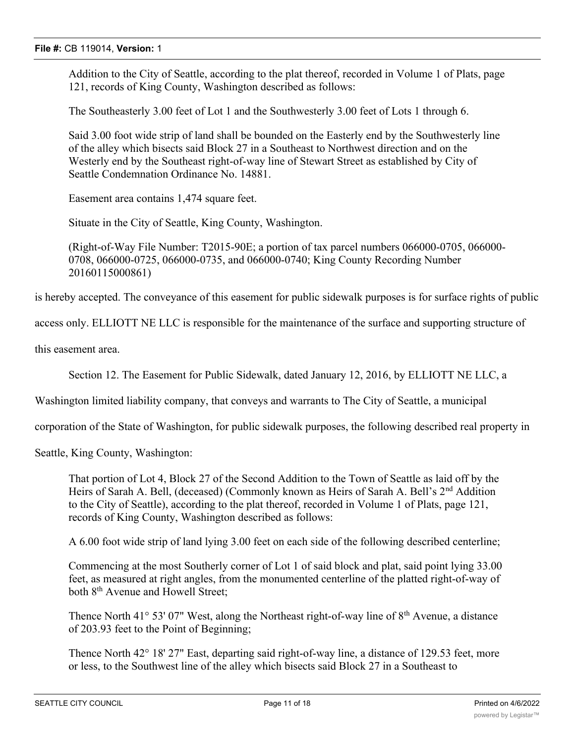Addition to the City of Seattle, according to the plat thereof, recorded in Volume 1 of Plats, page 121, records of King County, Washington described as follows:

The Southeasterly 3.00 feet of Lot 1 and the Southwesterly 3.00 feet of Lots 1 through 6.

Said 3.00 foot wide strip of land shall be bounded on the Easterly end by the Southwesterly line of the alley which bisects said Block 27 in a Southeast to Northwest direction and on the Westerly end by the Southeast right-of-way line of Stewart Street as established by City of Seattle Condemnation Ordinance No. 14881.

Easement area contains 1,474 square feet.

Situate in the City of Seattle, King County, Washington.

(Right-of-Way File Number: T2015-90E; a portion of tax parcel numbers 066000-0705, 066000-0708, 066000-0725, 066000-0735, and 066000-0740; King County Recording Number 20160115000861)

is hereby accepted. The conveyance of this easement for public sidewalk purposes is for surface rights of public access only. ELLIOTT NE LLC is responsible for the maintenance of the surface and supporting structure of this easement area.

Section 12. The Easement for Public Sidewalk, dated January 12, 2016, by ELLIOTT NE LLC, a Washington limited liability company, that conveys and warrants to The City of Seattle, a municipal corporation of the State of Washington, for public sidewalk purposes, the following described real property in Seattle, King County, Washington:

That portion of Lot 4, Block 27 of the Second Addition to the Town of Seattle as laid off by the Heirs of Sarah A. Bell, (deceased) (Commonly known as Heirs of Sarah A. Bell's 2nd Addition to the City of Seattle), according to the plat thereof, recorded in Volume 1 of Plats, page 121, records of King County, Washington described as follows:

A 6.00 foot wide strip of land lying 3.00 feet on each side of the following described centerline;

Commencing at the most Southerly corner of Lot 1 of said block and plat, said point lying 33.00 feet, as measured at right angles, from the monumented centerline of the platted right-of-way of both 8th Avenue and Howell Street;

Thence North 41° 53' 07" West, along the Northeast right-of-way line of 8th Avenue, a distance of 203.93 feet to the Point of Beginning;

Thence North 42° 18' 27" East, departing said right-of-way line, a distance of 129.53 feet, more or less, to the Southwest line of the alley which bisects said Block 27 in a Southeast to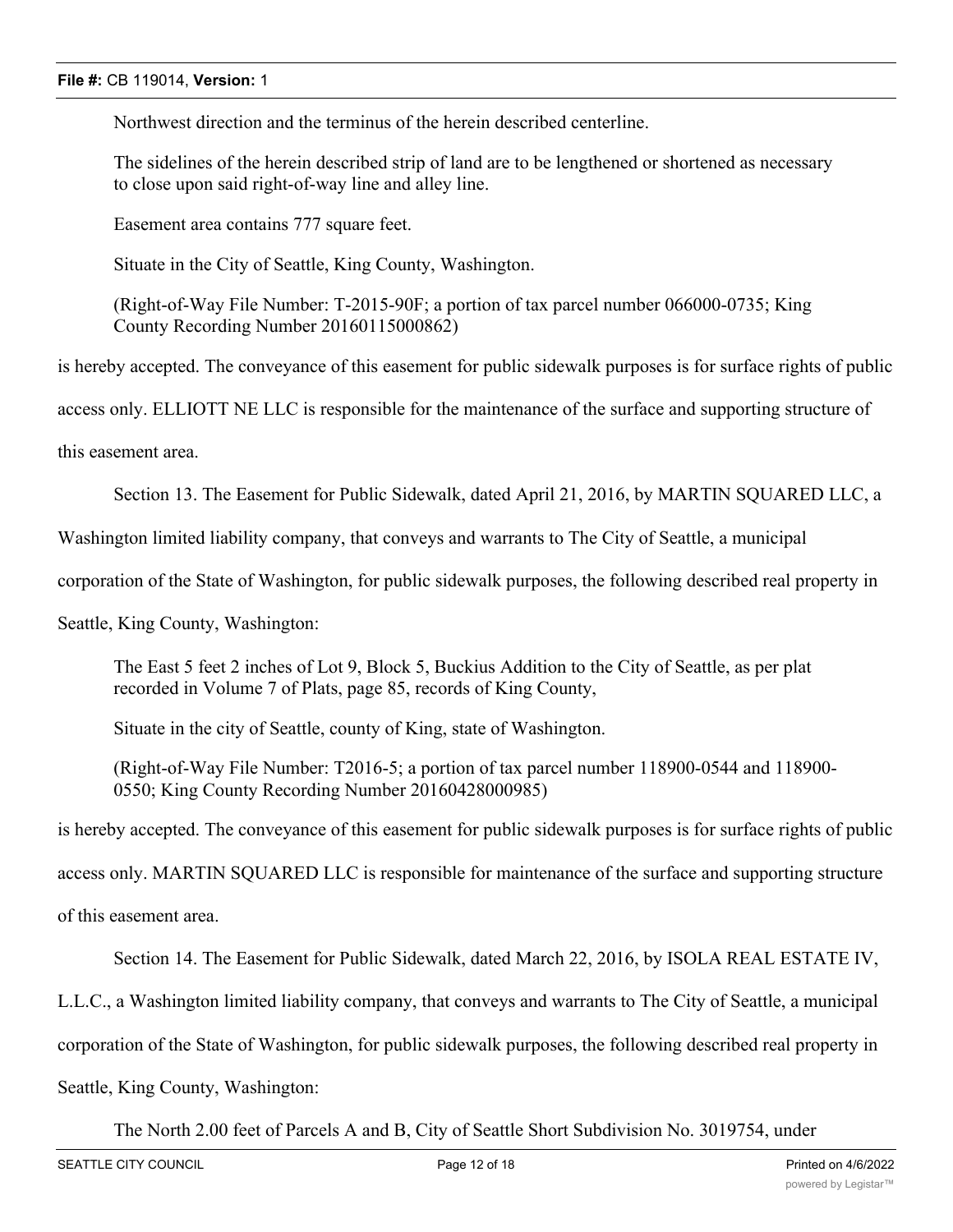Northwest direction and the terminus of the herein described centerline.

The sidelines of the herein described strip of land are to be lengthened or shortened as necessary to close upon said right-of-way line and alley line.

Easement area contains 777 square feet.

Situate in the City of Seattle, King County, Washington.

(Right-of-Way File Number: T-2015-90F; a portion of tax parcel number 066000-0735; King County Recording Number 20160115000862)

is hereby accepted. The conveyance of this easement for public sidewalk purposes is for surface rights of public access only. ELLIOTT NE LLC is responsible for the maintenance of the surface and supporting structure of this easement area.

Section 13. The Easement for Public Sidewalk, dated April 21, 2016, by MARTIN SQUARED LLC, a Washington limited liability company, that conveys and warrants to The City of Seattle, a municipal corporation of the State of Washington, for public sidewalk purposes, the following described real property in Seattle, King County, Washington:

The East 5 feet 2 inches of Lot 9, Block 5, Buckius Addition to the City of Seattle, as per plat recorded in Volume 7 of Plats, page 85, records of King County,

Situate in the city of Seattle, county of King, state of Washington.

(Right-of-Way File Number: T2016-5; a portion of tax parcel number 118900-0544 and 118900-0550; King County Recording Number 20160428000985)

is hereby accepted. The conveyance of this easement for public sidewalk purposes is for surface rights of public access only. MARTIN SQUARED LLC is responsible for maintenance of the surface and supporting structure of this easement area.

Section 14. The Easement for Public Sidewalk, dated March 22, 2016, by ISOLA REAL ESTATE IV, L.L.C., a Washington limited liability company, that conveys and warrants to The City of Seattle, a municipal corporation of the State of Washington, for public sidewalk purposes, the following described real property in Seattle, King County, Washington:

The North 2.00 feet of Parcels A and B, City of Seattle Short Subdivision No. 3019754, under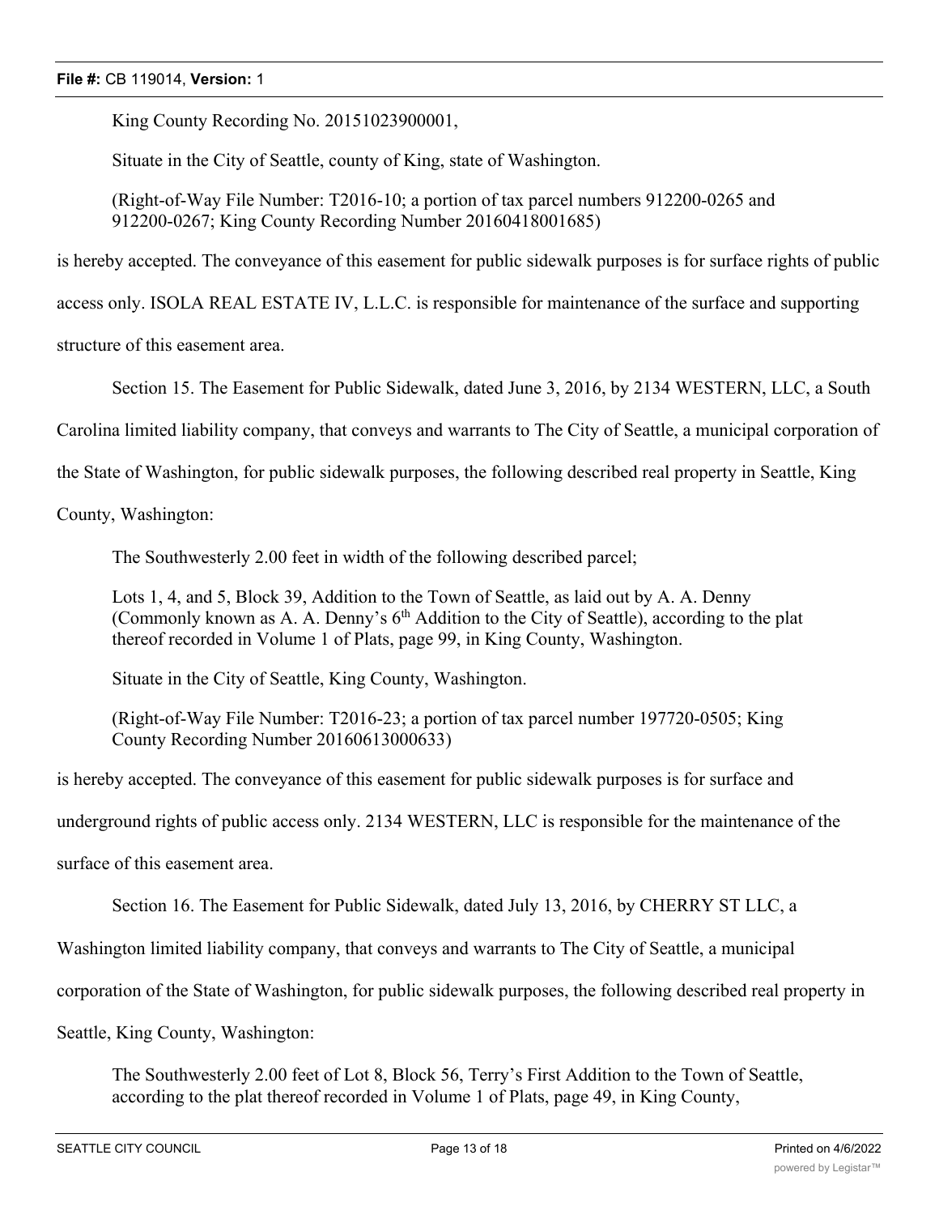King County Recording No. 20151023900001,

Situate in the City of Seattle, county of King, state of Washington.

(Right-of-Way File Number: T2016-10; a portion of tax parcel numbers 912200-0265 and 912200-0267; King County Recording Number 20160418001685)

is hereby accepted. The conveyance of this easement for public sidewalk purposes is for surface rights of public access only. ISOLA REAL ESTATE IV, L.L.C. is responsible for maintenance of the surface and supporting structure of this easement area.

Section 15. The Easement for Public Sidewalk, dated June 3, 2016, by 2134 WESTERN, LLC, a South Carolina limited liability company, that conveys and warrants to The City of Seattle, a municipal corporation of the State of Washington, for public sidewalk purposes, the following described real property in Seattle, King County, Washington:

The Southwesterly 2.00 feet in width of the following described parcel;

Lots 1, 4, and 5, Block 39, Addition to the Town of Seattle, as laid out by A. A. Denny (Commonly known as A. A. Denny's 6th Addition to the City of Seattle), according to the plat thereof recorded in Volume 1 of Plats, page 99, in King County, Washington.

Situate in the City of Seattle, King County, Washington.

(Right-of-Way File Number: T2016-23; a portion of tax parcel number 197720-0505; King County Recording Number 20160613000633)

is hereby accepted. The conveyance of this easement for public sidewalk purposes is for surface and underground rights of public access only. 2134 WESTERN, LLC is responsible for the maintenance of the surface of this easement area.

Section 16. The Easement for Public Sidewalk, dated July 13, 2016, by CHERRY ST LLC, a Washington limited liability company, that conveys and warrants to The City of Seattle, a municipal corporation of the State of Washington, for public sidewalk purposes, the following described real property in Seattle, King County, Washington:

The Southwesterly 2.00 feet of Lot 8, Block 56, Terry's First Addition to the Town of Seattle, according to the plat thereof recorded in Volume 1 of Plats, page 49, in King County,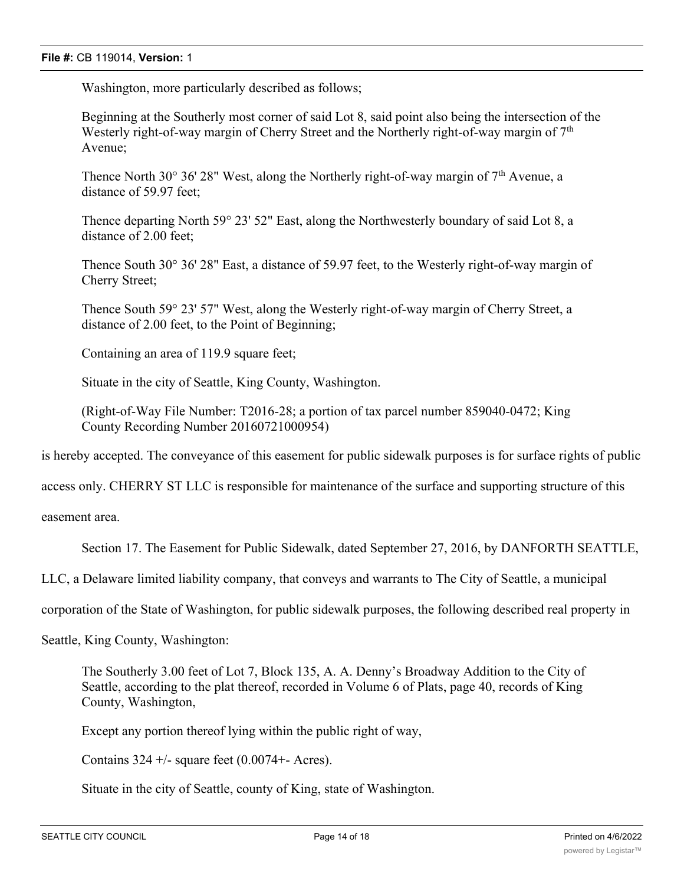Washington, more particularly described as follows;

Beginning at the Southerly most corner of said Lot 8, said point also being the intersection of the Westerly right-of-way margin of Cherry Street and the Northerly right-of-way margin of 7th Avenue;

Thence North 30° 36' 28" West, along the Northerly right-of-way margin of 7th Avenue, a distance of 59.97 feet;

Thence departing North 59° 23' 52" East, along the Northwesterly boundary of said Lot 8, a distance of 2.00 feet;

Thence South 30° 36' 28" East, a distance of 59.97 feet, to the Westerly right-of-way margin of Cherry Street;

Thence South 59° 23' 57" West, along the Westerly right-of-way margin of Cherry Street, a distance of 2.00 feet, to the Point of Beginning;

Containing an area of 119.9 square feet;

Situate in the city of Seattle, King County, Washington.

(Right-of-Way File Number: T2016-28; a portion of tax parcel number 859040-0472; King County Recording Number 20160721000954)

is hereby accepted. The conveyance of this easement for public sidewalk purposes is for surface rights of public access only. CHERRY ST LLC is responsible for maintenance of the surface and supporting structure of this easement area.

Section 17. The Easement for Public Sidewalk, dated September 27, 2016, by DANFORTH SEATTLE, LLC, a Delaware limited liability company, that conveys and warrants to The City of Seattle, a municipal corporation of the State of Washington, for public sidewalk purposes, the following described real property in Seattle, King County, Washington:

The Southerly 3.00 feet of Lot 7, Block 135, A. A. Denny's Broadway Addition to the City of Seattle, according to the plat thereof, recorded in Volume 6 of Plats, page 40, records of King County, Washington,

Except any portion thereof lying within the public right of way,

Contains 324 +/- square feet (0.0074+- Acres).

Situate in the city of Seattle, county of King, state of Washington.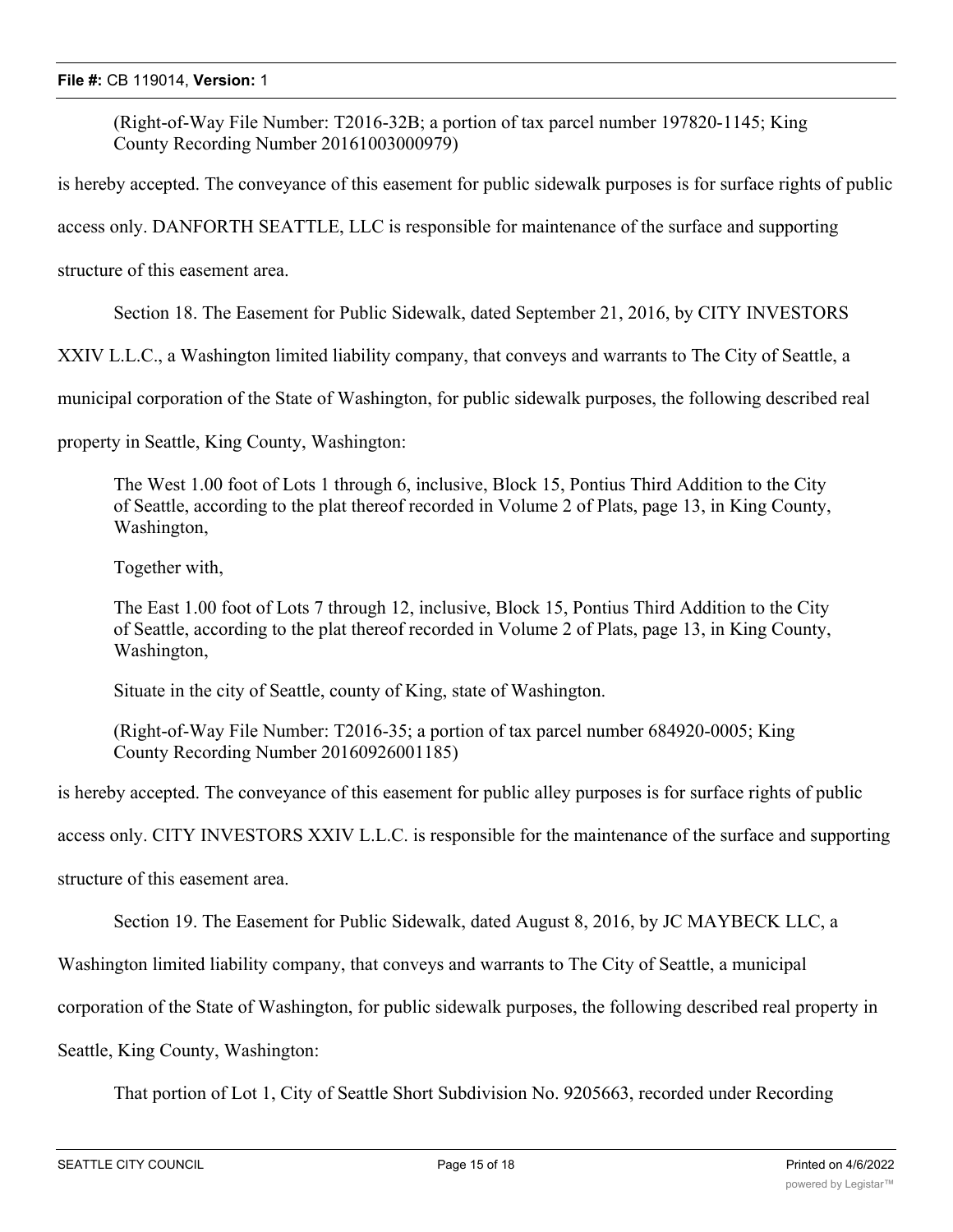(Right-of-Way File Number: T2016-32B; a portion of tax parcel number 197820-1145; King County Recording Number 20161003000979)

is hereby accepted. The conveyance of this easement for public sidewalk purposes is for surface rights of public access only. DANFORTH SEATTLE, LLC is responsible for maintenance of the surface and supporting structure of this easement area.

Section 18. The Easement for Public Sidewalk, dated September 21, 2016, by CITY INVESTORS XXIV L.L.C., a Washington limited liability company, that conveys and warrants to The City of Seattle, a municipal corporation of the State of Washington, for public sidewalk purposes, the following described real property in Seattle, King County, Washington:

> The West 1.00 foot of Lots 1 through 6, inclusive, Block 15, Pontius Third Addition to the City of Seattle, according to the plat thereof recorded in Volume 2 of Plats, page 13, in King County, Washington,
>
> Together with,
>
> The East 1.00 foot of Lots 7 through 12, inclusive, Block 15, Pontius Third Addition to the City of Seattle, according to the plat thereof recorded in Volume 2 of Plats, page 13, in King County, Washington,
>
> Situate in the city of Seattle, county of King, state of Washington.
>
> (Right-of-Way File Number: T2016-35; a portion of tax parcel number 684920-0005; King County Recording Number 20160926001185)

is hereby accepted. The conveyance of this easement for public alley purposes is for surface rights of public access only. CITY INVESTORS XXIV L.L.C. is responsible for the maintenance of the surface and supporting structure of this easement area.

Section 19. The Easement for Public Sidewalk, dated August 8, 2016, by JC MAYBECK LLC, a Washington limited liability company, that conveys and warrants to The City of Seattle, a municipal corporation of the State of Washington, for public sidewalk purposes, the following described real property in Seattle, King County, Washington:

> That portion of Lot 1, City of Seattle Short Subdivision No. 9205663, recorded under Recording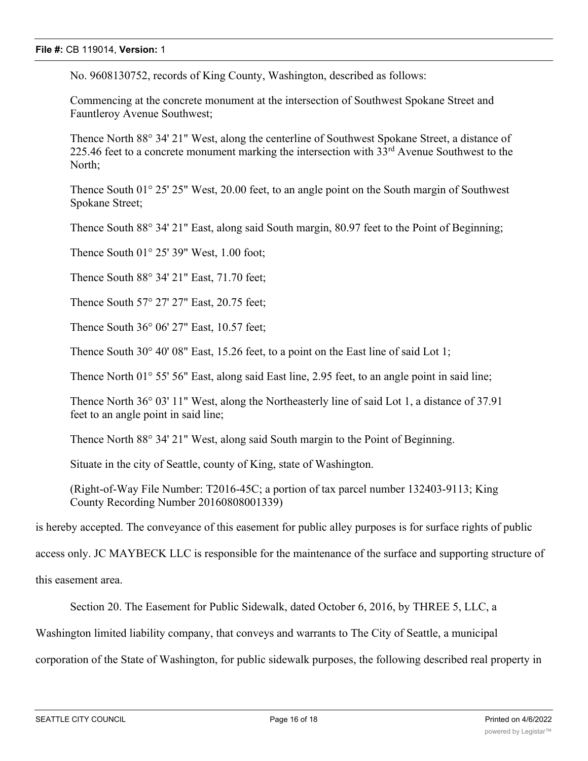No. 9608130752, records of King County, Washington, described as follows:

Commencing at the concrete monument at the intersection of Southwest Spokane Street and Fauntleroy Avenue Southwest;

Thence North 88° 34' 21" West, along the centerline of Southwest Spokane Street, a distance of 225.46 feet to a concrete monument marking the intersection with 33rd Avenue Southwest to the North;

Thence South 01° 25' 25" West, 20.00 feet, to an angle point on the South margin of Southwest Spokane Street;

Thence South 88° 34' 21" East, along said South margin, 80.97 feet to the Point of Beginning;

Thence South 01° 25' 39" West, 1.00 foot;

Thence South 88° 34' 21" East, 71.70 feet;

Thence South 57° 27' 27" East, 20.75 feet;

Thence South 36° 06' 27" East, 10.57 feet;

Thence South 30° 40' 08" East, 15.26 feet, to a point on the East line of said Lot 1;

Thence North 01° 55' 56" East, along said East line, 2.95 feet, to an angle point in said line;

Thence North 36° 03' 11" West, along the Northeasterly line of said Lot 1, a distance of 37.91 feet to an angle point in said line;

Thence North 88° 34' 21" West, along said South margin to the Point of Beginning.

Situate in the city of Seattle, county of King, state of Washington.

(Right-of-Way File Number: T2016-45C; a portion of tax parcel number 132403-9113; King County Recording Number 20160808001339)

is hereby accepted. The conveyance of this easement for public alley purposes is for surface rights of public access only. JC MAYBECK LLC is responsible for the maintenance of the surface and supporting structure of this easement area.

Section 20. The Easement for Public Sidewalk, dated October 6, 2016, by THREE 5, LLC, a Washington limited liability company, that conveys and warrants to The City of Seattle, a municipal corporation of the State of Washington, for public sidewalk purposes, the following described real property in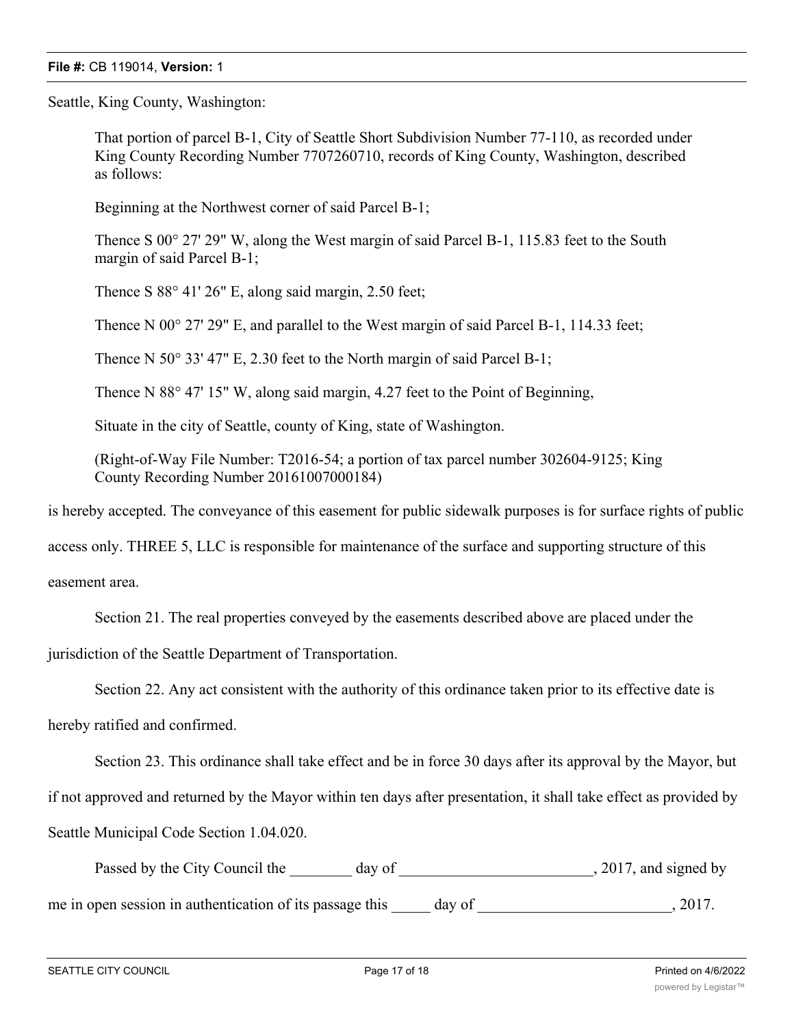Seattle, King County, Washington:

> That portion of parcel B-1, City of Seattle Short Subdivision Number 77-110, as recorded under King County Recording Number 7707260710, records of King County, Washington, described as follows:
>
> Beginning at the Northwest corner of said Parcel B-1;
>
> Thence S 00° 27' 29" W, along the West margin of said Parcel B-1, 115.83 feet to the South margin of said Parcel B-1;
>
> Thence S 88° 41' 26" E, along said margin, 2.50 feet;
>
> Thence N 00° 27' 29" E, and parallel to the West margin of said Parcel B-1, 114.33 feet;
>
> Thence N 50° 33' 47" E, 2.30 feet to the North margin of said Parcel B-1;
>
> Thence N 88° 47' 15" W, along said margin, 4.27 feet to the Point of Beginning,
>
> Situate in the city of Seattle, county of King, state of Washington.
>
> (Right-of-Way File Number: T2016-54; a portion of tax parcel number 302604-9125; King County Recording Number 20161007000184)

is hereby accepted. The conveyance of this easement for public sidewalk purposes is for surface rights of public access only. THREE 5, LLC is responsible for maintenance of the surface and supporting structure of this easement area.

Section 21. The real properties conveyed by the easements described above are placed under the jurisdiction of the Seattle Department of Transportation.

Section 22. Any act consistent with the authority of this ordinance taken prior to its effective date is hereby ratified and confirmed.

Section 23. This ordinance shall take effect and be in force 30 days after its approval by the Mayor, but if not approved and returned by the Mayor within ten days after presentation, it shall take effect as provided by Seattle Municipal Code Section 1.04.020.

Passed by the City Council the ________ day of _________________________, 2017, and signed by me in open session in authentication of its passage this _____ day of _________________________, 2017.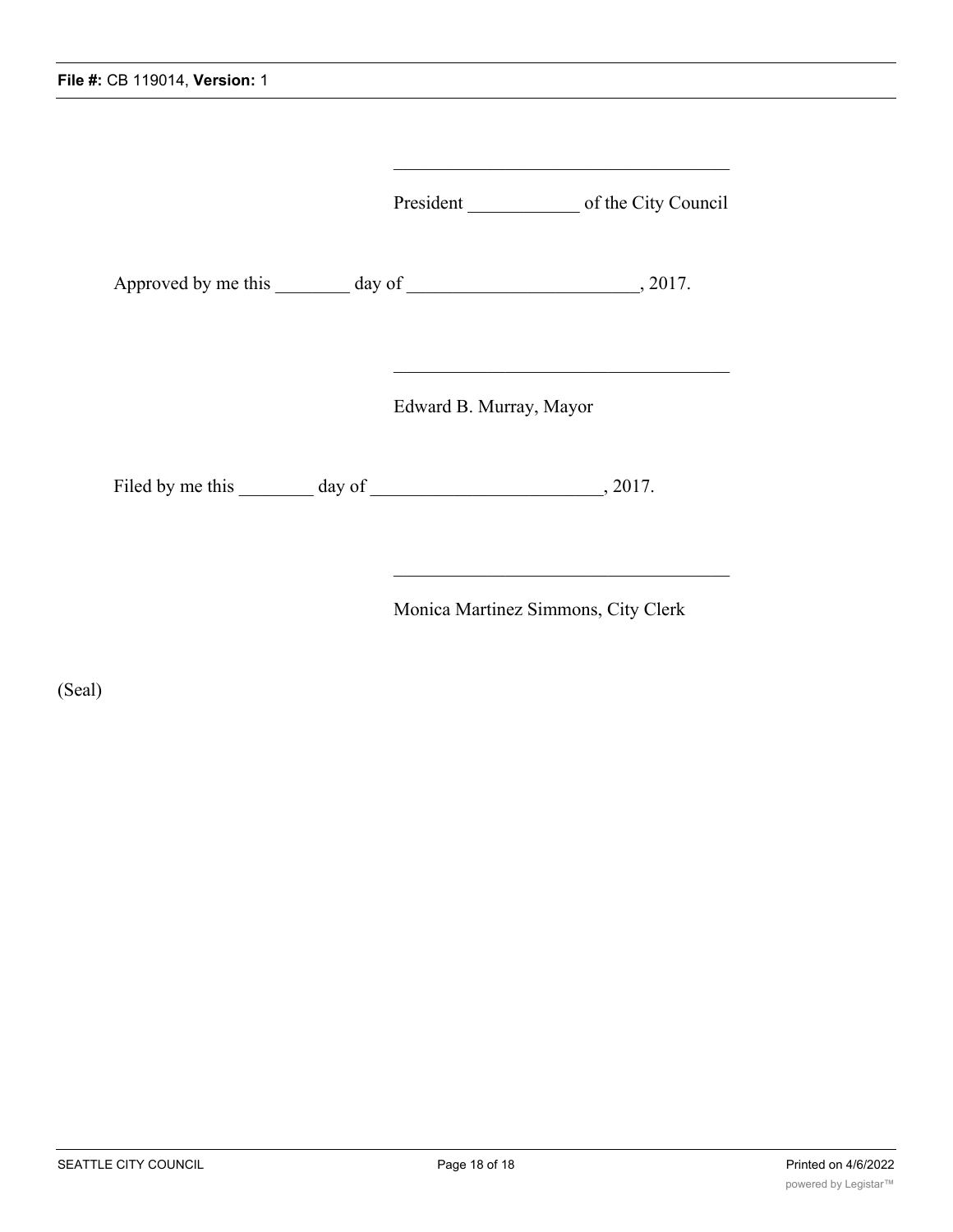\_\_\_\_\_\_\_\_\_\_\_\_\_\_\_\_\_\_\_\_\_\_\_\_\_\_\_\_\_\_\_\_\_\_\_\_

President \_\_\_\_\_\_\_\_\_\_\_\_ of the City Council

Approved by me this \_\_\_\_\_\_\_\_ day of \_\_\_\_\_\_\_\_\_\_\_\_\_\_\_\_\_\_\_\_\_\_\_\_\_, 2017.

\_\_\_\_\_\_\_\_\_\_\_\_\_\_\_\_\_\_\_\_\_\_\_\_\_\_\_\_\_\_\_\_\_\_\_\_

Edward B. Murray, Mayor

Filed by me this \_\_\_\_\_\_\_\_ day of \_\_\_\_\_\_\_\_\_\_\_\_\_\_\_\_\_\_\_\_\_\_\_\_\_, 2017.

\_\_\_\_\_\_\_\_\_\_\_\_\_\_\_\_\_\_\_\_\_\_\_\_\_\_\_\_\_\_\_\_\_\_\_\_

Monica Martinez Simmons, City Clerk

(Seal)